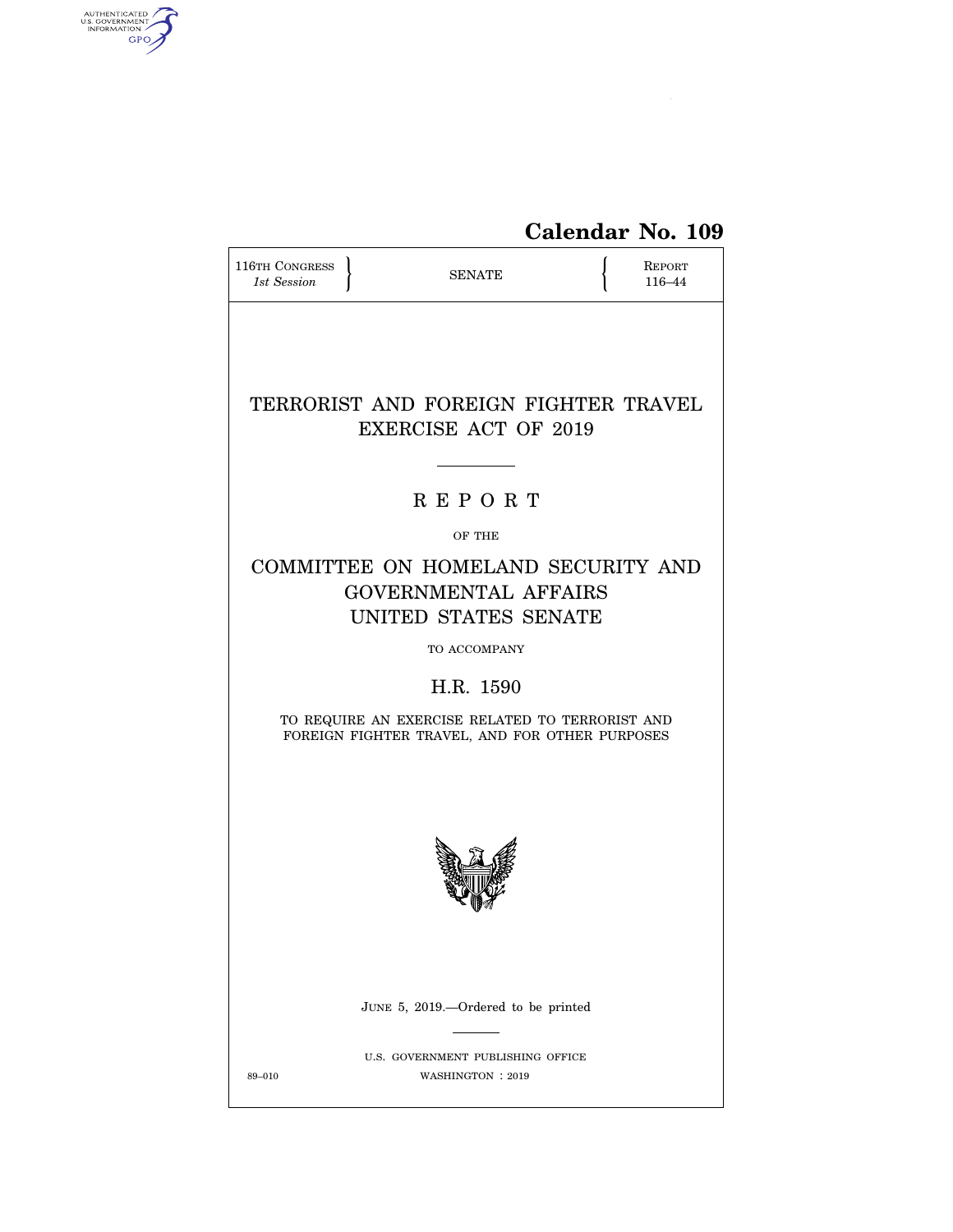**Calendar No. 109**

| 116TH CONGRESS *1st Session* | SENATE | REPORT 116–44 |
|---|---|---|

# TERRORIST AND FOREIGN FIGHTER TRAVEL EXERCISE ACT OF 2019

## R E P O R T

OF THE

## COMMITTEE ON HOMELAND SECURITY AND GOVERNMENTAL AFFAIRS UNITED STATES SENATE

TO ACCOMPANY

## H.R. 1590

TO REQUIRE AN EXERCISE RELATED TO TERRORIST AND FOREIGN FIGHTER TRAVEL, AND FOR OTHER PURPOSES

JUNE 5, 2019.—Ordered to be printed

U.S. GOVERNMENT PUBLISHING OFFICE

89–010 WASHINGTON : 2019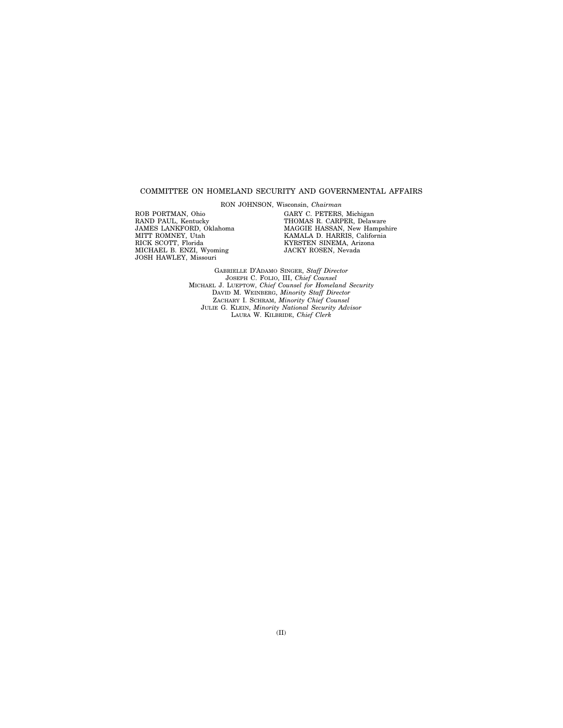## COMMITTEE ON HOMELAND SECURITY AND GOVERNMENTAL AFFAIRS

RON JOHNSON, Wisconsin, *Chairman*

ROB PORTMAN, Ohio
RAND PAUL, Kentucky
JAMES LANKFORD, Oklahoma
MITT ROMNEY, Utah
RICK SCOTT, Florida
MICHAEL B. ENZI, Wyoming
JOSH HAWLEY, Missouri

GARY C. PETERS, Michigan
THOMAS R. CARPER, Delaware
MAGGIE HASSAN, New Hampshire
KAMALA D. HARRIS, California
KYRSTEN SINEMA, Arizona
JACKY ROSEN, Nevada

GABRIELLE D'ADAMO SINGER, *Staff Director*
JOSEPH C. FOLIO, III, *Chief Counsel*
MICHAEL J. LUEPTOW, *Chief Counsel for Homeland Security*
DAVID M. WEINBERG, *Minority Staff Director*
ZACHARY I. SCHRAM, *Minority Chief Counsel*
JULIE G. KLEIN, *Minority National Security Advisor*
LAURA W. KILBRIDE, *Chief Clerk*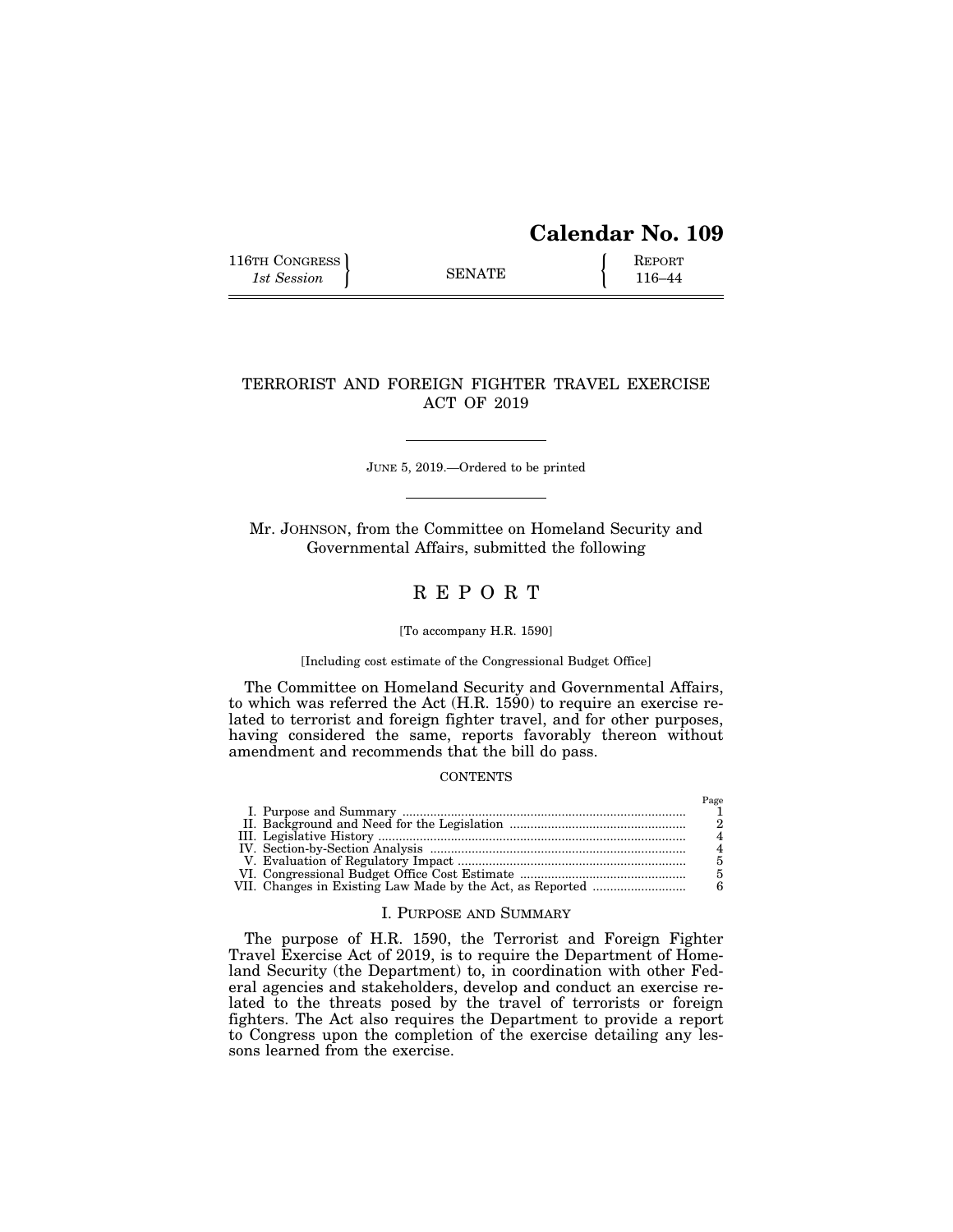# Calendar No. 109

| 116TH CONGRESS<br>*1st Session* | SENATE | REPORT<br>116–44 |
|---|---|---|

## TERRORIST AND FOREIGN FIGHTER TRAVEL EXERCISE ACT OF 2019

JUNE 5, 2019.—Ordered to be printed

Mr. JOHNSON, from the Committee on Homeland Security and Governmental Affairs, submitted the following

## R E P O R T

[To accompany H.R. 1590]

[Including cost estimate of the Congressional Budget Office]

The Committee on Homeland Security and Governmental Affairs, to which was referred the Act (H.R. 1590) to require an exercise related to terrorist and foreign fighter travel, and for other purposes, having considered the same, reports favorably thereon without amendment and recommends that the bill do pass.

CONTENTS

| | Page |
|---|---|
| I. Purpose and Summary | 1 |
| II. Background and Need for the Legislation | 2 |
| III. Legislative History | 4 |
| IV. Section-by-Section Analysis | 4 |
| V. Evaluation of Regulatory Impact | 5 |
| VI. Congressional Budget Office Cost Estimate | 5 |
| VII. Changes in Existing Law Made by the Act, as Reported | 6 |

### I. PURPOSE AND SUMMARY

The purpose of H.R. 1590, the Terrorist and Foreign Fighter Travel Exercise Act of 2019, is to require the Department of Homeland Security (the Department) to, in coordination with other Federal agencies and stakeholders, develop and conduct an exercise related to the threats posed by the travel of terrorists or foreign fighters. The Act also requires the Department to provide a report to Congress upon the completion of the exercise detailing any lessons learned from the exercise.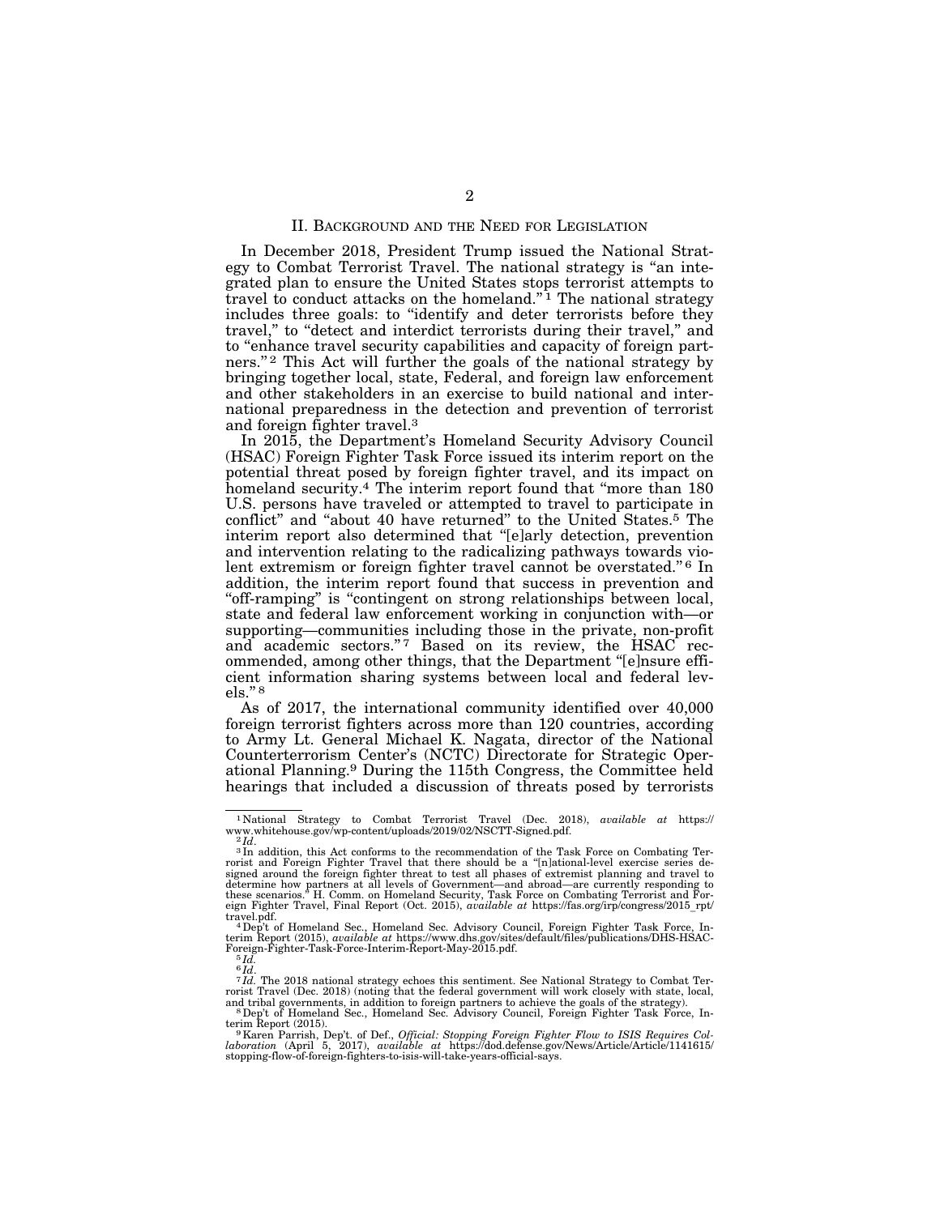## II. Background and the Need for Legislation

In December 2018, President Trump issued the National Strategy to Combat Terrorist Travel. The national strategy is "an integrated plan to ensure the United States stops terrorist attempts to travel to conduct attacks on the homeland."[1] The national strategy includes three goals: to "identify and deter terrorists before they travel," to "detect and interdict terrorists during their travel," and to "enhance travel security capabilities and capacity of foreign partners."[2] This Act will further the goals of the national strategy by bringing together local, state, Federal, and foreign law enforcement and other stakeholders in an exercise to build national and international preparedness in the detection and prevention of terrorist and foreign fighter travel.[3]

In 2015, the Department's Homeland Security Advisory Council (HSAC) Foreign Fighter Task Force issued its interim report on the potential threat posed by foreign fighter travel, and its impact on homeland security.[4] The interim report found that "more than 180 U.S. persons have traveled or attempted to travel to participate in conflict" and "about 40 have returned" to the United States.[5] The interim report also determined that "[e]arly detection, prevention and intervention relating to the radicalizing pathways towards violent extremism or foreign fighter travel cannot be overstated."[6] In addition, the interim report found that success in prevention and "off-ramping" is "contingent on strong relationships between local, state and federal law enforcement working in conjunction with—or supporting—communities including those in the private, non-profit and academic sectors."[7] Based on its review, the HSAC recommended, among other things, that the Department "[e]nsure efficient information sharing systems between local and federal levels."[8]

As of 2017, the international community identified over 40,000 foreign terrorist fighters across more than 120 countries, according to Army Lt. General Michael K. Nagata, director of the National Counterterrorism Center's (NCTC) Directorate for Strategic Operational Planning.[9] During the 115th Congress, the Committee held hearings that included a discussion of threats posed by terrorists

---

[1] National Strategy to Combat Terrorist Travel (Dec. 2018), *available at* https://www.whitehouse.gov/wp-content/uploads/2019/02/NSCTT-Signed.pdf.

[2] *Id*.

[3] In addition, this Act conforms to the recommendation of the Task Force on Combating Terrorist and Foreign Fighter Travel that there should be a "[n]ational-level exercise series designed around the foreign fighter threat to test all phases of extremist planning and travel to determine how partners at all levels of Government—and abroad—are currently responding to these scenarios." H. Comm. on Homeland Security, Task Force on Combating Terrorist and Foreign Fighter Travel, Final Report (Oct. 2015), *available at* https://fas.org/irp/congress/2015_rpt/travel.pdf.

[4] Dep't of Homeland Sec., Homeland Sec. Advisory Council, Foreign Fighter Task Force, Interim Report (2015), *available at* https://www.dhs.gov/sites/default/files/publications/DHS-HSAC-Foreign-Fighter-Task-Force-Interim-Report-May-2015.pdf.

[5] *Id.*

[6] *Id*.

[7] *Id.* The 2018 national strategy echoes this sentiment. See National Strategy to Combat Terrorist Travel (Dec. 2018) (noting that the federal government will work closely with state, local, and tribal governments, in addition to foreign partners to achieve the goals of the strategy).

[8] Dep't of Homeland Sec., Homeland Sec. Advisory Council, Foreign Fighter Task Force, Interim Report (2015).

[9] Karen Parrish, Dep't. of Def., *Official: Stopping Foreign Fighter Flow to ISIS Requires Collaboration* (April 5, 2017), *available at* https://dod.defense.gov/News/Article/Article/1141615/stopping-flow-of-foreign-fighters-to-isis-will-take-years-official-says.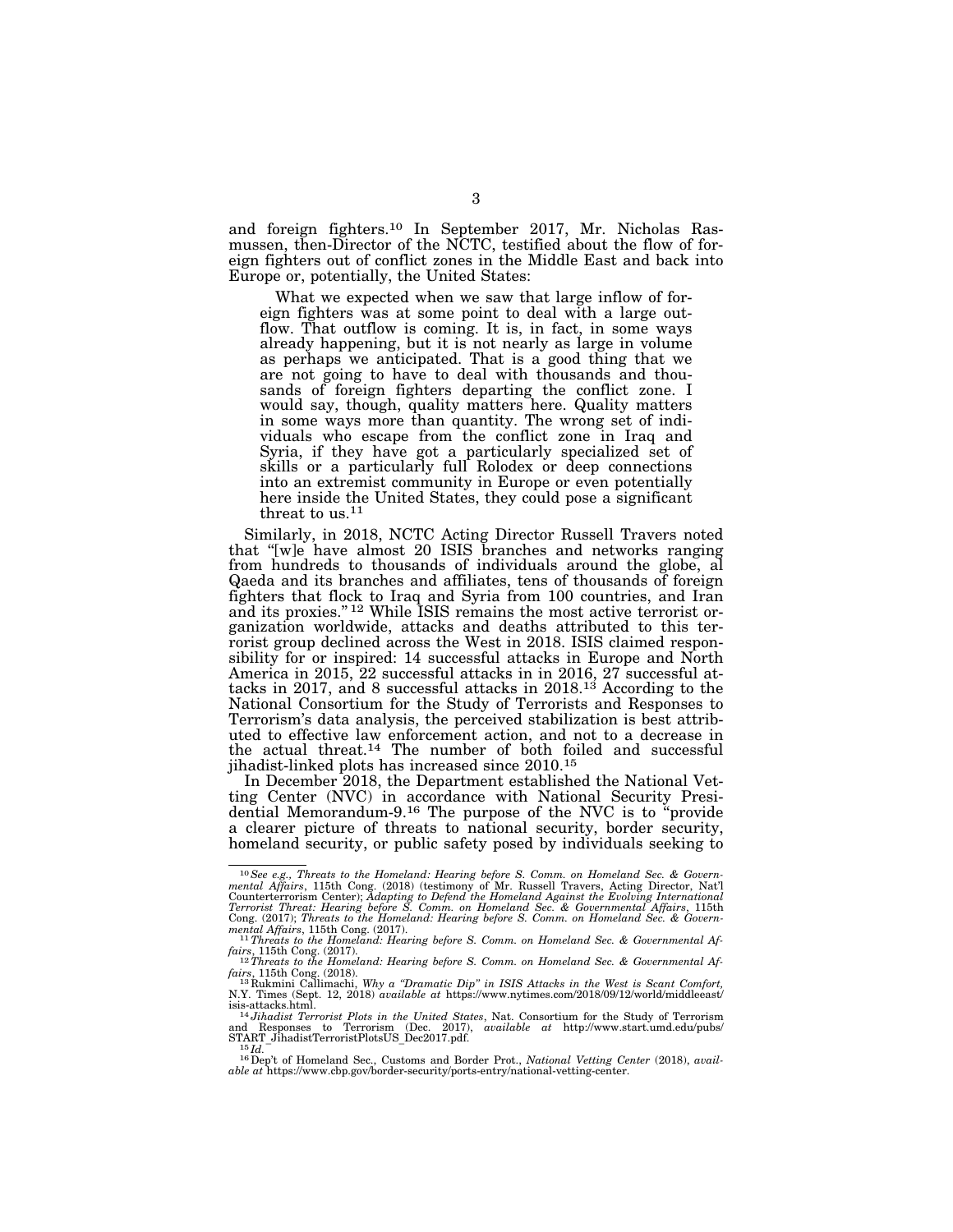and foreign fighters.[10] In September 2017, Mr. Nicholas Rasmussen, then-Director of the NCTC, testified about the flow of foreign fighters out of conflict zones in the Middle East and back into Europe or, potentially, the United States:

> What we expected when we saw that large inflow of foreign fighters was at some point to deal with a large outflow. That outflow is coming. It is, in fact, in some ways already happening, but it is not nearly as large in volume as perhaps we anticipated. That is a good thing that we are not going to have to deal with thousands and thousands of foreign fighters departing the conflict zone. I would say, though, quality matters here. Quality matters in some ways more than quantity. The wrong set of individuals who escape from the conflict zone in Iraq and Syria, if they have got a particularly specialized set of skills or a particularly full Rolodex or deep connections into an extremist community in Europe or even potentially here inside the United States, they could pose a significant threat to us.[11]

Similarly, in 2018, NCTC Acting Director Russell Travers noted that "[w]e have almost 20 ISIS branches and networks ranging from hundreds to thousands of individuals around the globe, al Qaeda and its branches and affiliates, tens of thousands of foreign fighters that flock to Iraq and Syria from 100 countries, and Iran and its proxies."[12] While ISIS remains the most active terrorist organization worldwide, attacks and deaths attributed to this terrorist group declined across the West in 2018. ISIS claimed responsibility for or inspired: 14 successful attacks in Europe and North America in 2015, 22 successful attacks in in 2016, 27 successful attacks in 2017, and 8 successful attacks in 2018.[13] According to the National Consortium for the Study of Terrorists and Responses to Terrorism's data analysis, the perceived stabilization is best attributed to effective law enforcement action, and not to a decrease in the actual threat.[14] The number of both foiled and successful jihadist-linked plots has increased since 2010.[15]

In December 2018, the Department established the National Vetting Center (NVC) in accordance with National Security Presidential Memorandum-9.[16] The purpose of the NVC is to "provide a clearer picture of threats to national security, border security, homeland security, or public safety posed by individuals seeking to

---

[10] *See e.g., Threats to the Homeland: Hearing before S. Comm. on Homeland Sec. & Governmental Affairs*, 115th Cong. (2018) (testimony of Mr. Russell Travers, Acting Director, Nat'l Counterterrorism Center); *Adapting to Defend the Homeland Against the Evolving International Terrorist Threat: Hearing before S. Comm. on Homeland Sec. & Governmental Affairs*, 115th Cong. (2017); *Threats to the Homeland: Hearing before S. Comm. on Homeland Sec. & Governmental Affairs*, 115th Cong. (2017).

[11] *Threats to the Homeland: Hearing before S. Comm. on Homeland Sec. & Governmental Affairs*, 115th Cong. (2017).

[12] *Threats to the Homeland: Hearing before S. Comm. on Homeland Sec. & Governmental Affairs*, 115th Cong. (2018).

[13] Rukmini Callimachi, *Why a "Dramatic Dip" in ISIS Attacks in the West is Scant Comfort,* N.Y. Times (Sept. 12, 2018) *available at* https://www.nytimes.com/2018/09/12/world/middleeast/isis-attacks.html.

[14] *Jihadist Terrorist Plots in the United States*, Nat. Consortium for the Study of Terrorism and Responses to Terrorism (Dec. 2017), *available at* http://www.start.umd.edu/pubs/START_JihadistTerroristPlotsUS_Dec2017.pdf.

[15] *Id.*

[16] Dep't of Homeland Sec., Customs and Border Prot., *National Vetting Center* (2018), *available at* https://www.cbp.gov/border-security/ports-entry/national-vetting-center.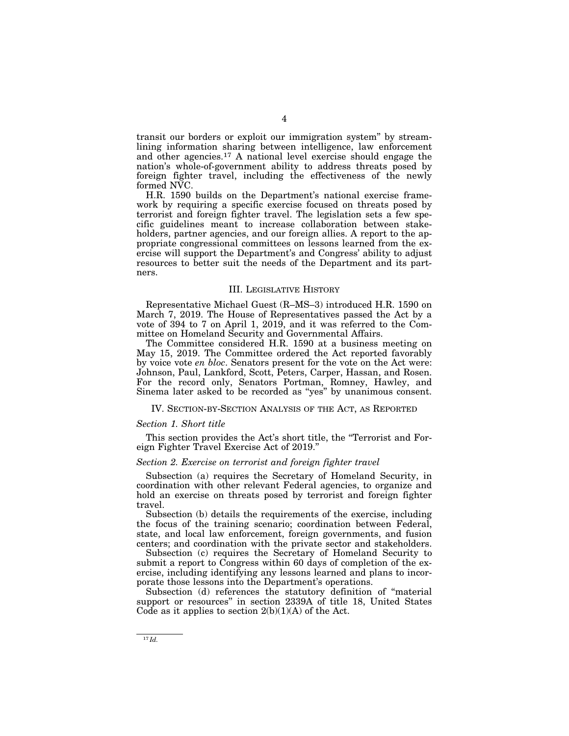transit our borders or exploit our immigration system" by streamlining information sharing between intelligence, law enforcement and other agencies.[17] A national level exercise should engage the nation's whole-of-government ability to address threats posed by foreign fighter travel, including the effectiveness of the newly formed NVC.

H.R. 1590 builds on the Department's national exercise framework by requiring a specific exercise focused on threats posed by terrorist and foreign fighter travel. The legislation sets a few specific guidelines meant to increase collaboration between stakeholders, partner agencies, and our foreign allies. A report to the appropriate congressional committees on lessons learned from the exercise will support the Department's and Congress' ability to adjust resources to better suit the needs of the Department and its partners.

## III. LEGISLATIVE HISTORY

Representative Michael Guest (R–MS–3) introduced H.R. 1590 on March 7, 2019. The House of Representatives passed the Act by a vote of 394 to 7 on April 1, 2019, and it was referred to the Committee on Homeland Security and Governmental Affairs.

The Committee considered H.R. 1590 at a business meeting on May 15, 2019. The Committee ordered the Act reported favorably by voice vote *en bloc*. Senators present for the vote on the Act were: Johnson, Paul, Lankford, Scott, Peters, Carper, Hassan, and Rosen. For the record only, Senators Portman, Romney, Hawley, and Sinema later asked to be recorded as "yes" by unanimous consent.

## IV. SECTION-BY-SECTION ANALYSIS OF THE ACT, AS REPORTED

### *Section 1. Short title*

This section provides the Act's short title, the "Terrorist and Foreign Fighter Travel Exercise Act of 2019."

### *Section 2. Exercise on terrorist and foreign fighter travel*

Subsection (a) requires the Secretary of Homeland Security, in coordination with other relevant Federal agencies, to organize and hold an exercise on threats posed by terrorist and foreign fighter travel.

Subsection (b) details the requirements of the exercise, including the focus of the training scenario; coordination between Federal, state, and local law enforcement, foreign governments, and fusion centers; and coordination with the private sector and stakeholders.

Subsection (c) requires the Secretary of Homeland Security to submit a report to Congress within 60 days of completion of the exercise, including identifying any lessons learned and plans to incorporate those lessons into the Department's operations.

Subsection (d) references the statutory definition of "material support or resources" in section 2339A of title 18, United States Code as it applies to section 2(b)(1)(A) of the Act.

---

[17] *Id.*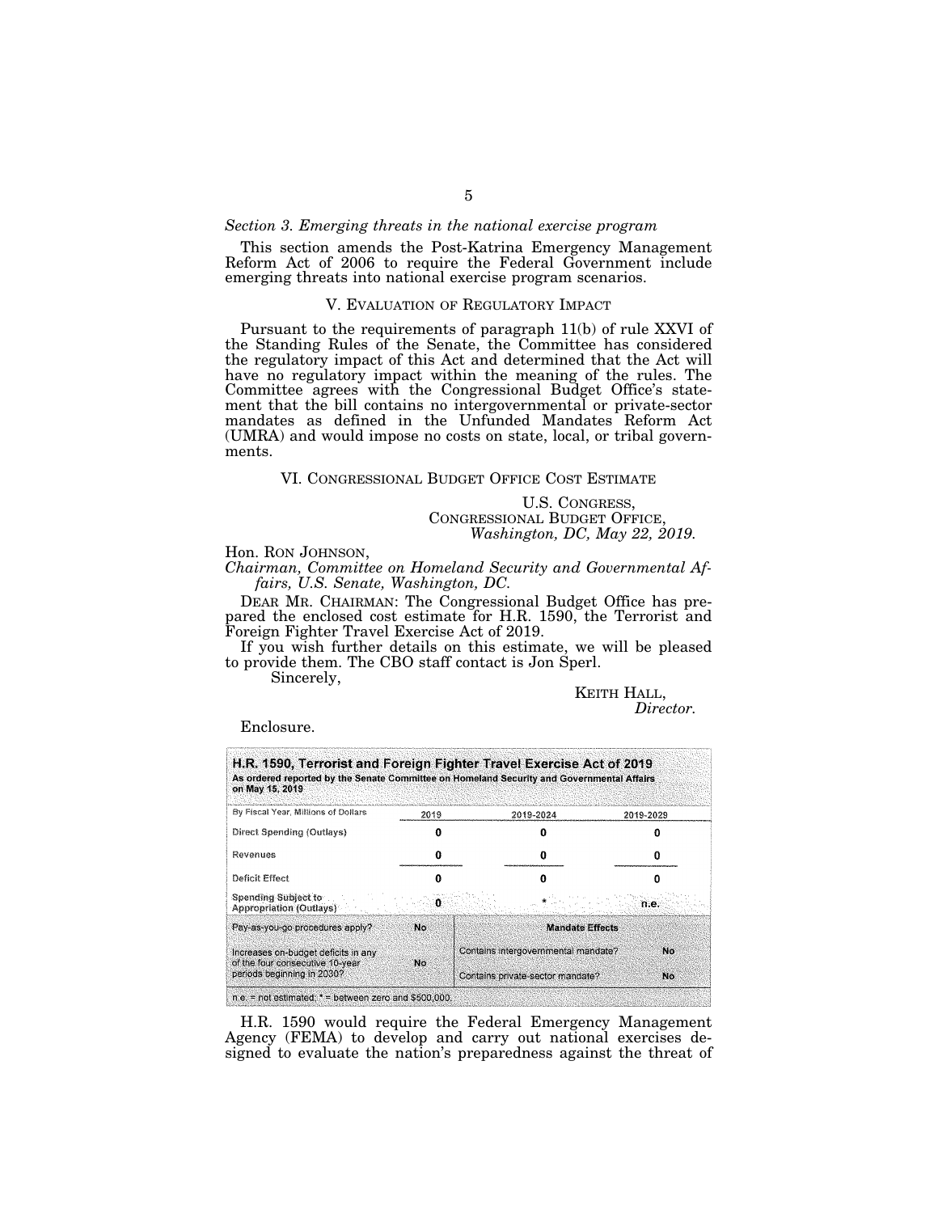*Section 3. Emerging threats in the national exercise program*

This section amends the Post-Katrina Emergency Management Reform Act of 2006 to require the Federal Government include emerging threats into national exercise program scenarios.

## V. EVALUATION OF REGULATORY IMPACT

Pursuant to the requirements of paragraph 11(b) of rule XXVI of the Standing Rules of the Senate, the Committee has considered the regulatory impact of this Act and determined that the Act will have no regulatory impact within the meaning of the rules. The Committee agrees with the Congressional Budget Office's statement that the bill contains no intergovernmental or private-sector mandates as defined in the Unfunded Mandates Reform Act (UMRA) and would impose no costs on state, local, or tribal governments.

## VI. CONGRESSIONAL BUDGET OFFICE COST ESTIMATE

U.S. CONGRESS,
CONGRESSIONAL BUDGET OFFICE,
*Washington, DC, May 22, 2019.*

Hon. RON JOHNSON,
*Chairman, Committee on Homeland Security and Governmental Affairs, U.S. Senate, Washington, DC.*

DEAR MR. CHAIRMAN: The Congressional Budget Office has prepared the enclosed cost estimate for H.R. 1590, the Terrorist and Foreign Fighter Travel Exercise Act of 2019.

If you wish further details on this estimate, we will be pleased to provide them. The CBO staff contact is Jon Sperl.

Sincerely,

KEITH HALL,
*Director.*

Enclosure.

**H.R. 1590, Terrorist and Foreign Fighter Travel Exercise Act of 2019**
**As ordered reported by the Senate Committee on Homeland Security and Governmental Affairs on May 15, 2019**

| By Fiscal Year, Millions of Dollars | 2019 | 2019-2024 | 2019-2029 |
|---|---|---|---|
| Direct Spending (Outlays) | 0 | 0 | 0 |
| Revenues | 0 | 0 | 0 |
| Deficit Effect | 0 | 0 | 0 |
| Spending Subject to Appropriation (Outlays) | 0 | * | n.e. |

| | | Mandate Effects | |
|---|---|---|---|
| Pay-as-you-go procedures apply? | No | | |
| Increases on-budget deficits in any of the four consecutive 10-year periods beginning in 2030? | No | Contains intergovernmental mandate? | No |
| | | Contains private-sector mandate? | No |

n.e. = not estimated; * = between zero and $500,000.

H.R. 1590 would require the Federal Emergency Management Agency (FEMA) to develop and carry out national exercises designed to evaluate the nation's preparedness against the threat of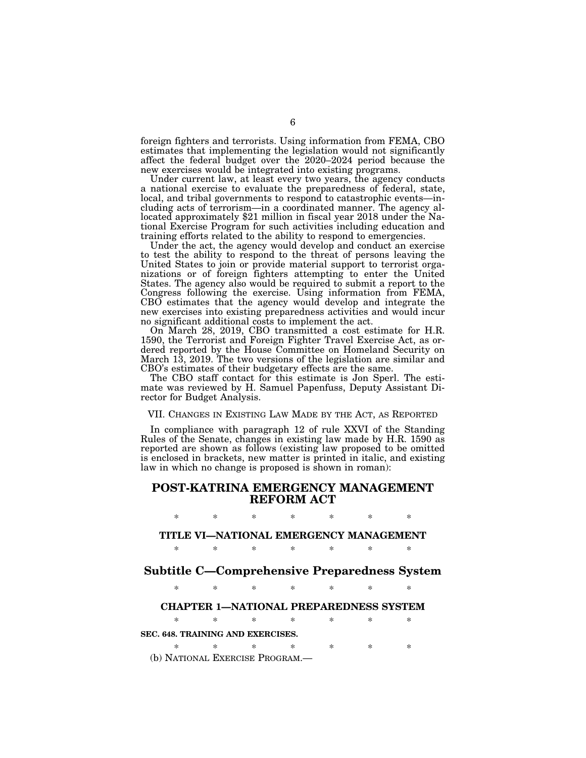foreign fighters and terrorists. Using information from FEMA, CBO estimates that implementing the legislation would not significantly affect the federal budget over the 2020–2024 period because the new exercises would be integrated into existing programs.

Under current law, at least every two years, the agency conducts a national exercise to evaluate the preparedness of federal, state, local, and tribal governments to respond to catastrophic events—including acts of terrorism—in a coordinated manner. The agency allocated approximately $21 million in fiscal year 2018 under the National Exercise Program for such activities including education and training efforts related to the ability to respond to emergencies.

Under the act, the agency would develop and conduct an exercise to test the ability to respond to the threat of persons leaving the United States to join or provide material support to terrorist organizations or of foreign fighters attempting to enter the United States. The agency also would be required to submit a report to the Congress following the exercise. Using information from FEMA, CBO estimates that the agency would develop and integrate the new exercises into existing preparedness activities and would incur no significant additional costs to implement the act.

On March 28, 2019, CBO transmitted a cost estimate for H.R. 1590, the Terrorist and Foreign Fighter Travel Exercise Act, as ordered reported by the House Committee on Homeland Security on March 13, 2019. The two versions of the legislation are similar and CBO's estimates of their budgetary effects are the same.

The CBO staff contact for this estimate is Jon Sperl. The estimate was reviewed by H. Samuel Papenfuss, Deputy Assistant Director for Budget Analysis.

VII. CHANGES IN EXISTING LAW MADE BY THE ACT, AS REPORTED

In compliance with paragraph 12 of rule XXVI of the Standing Rules of the Senate, changes in existing law made by H.R. 1590 as reported are shown as follows (existing law proposed to be omitted is enclosed in brackets, new matter is printed in italic, and existing law in which no change is proposed is shown in roman):

## POST-KATRINA EMERGENCY MANAGEMENT REFORM ACT

\* \* \* \* \* \* \*

### TITLE VI—NATIONAL EMERGENCY MANAGEMENT

\* \* \* \* \* \* \*

## Subtitle C—Comprehensive Preparedness System

\* \* \* \* \* \* \*

### CHAPTER 1—NATIONAL PREPAREDNESS SYSTEM

\* \* \* \* \* \* \*

**SEC. 648. TRAINING AND EXERCISES.**

\* \* \* \* \* \* \*

(b) NATIONAL EXERCISE PROGRAM.—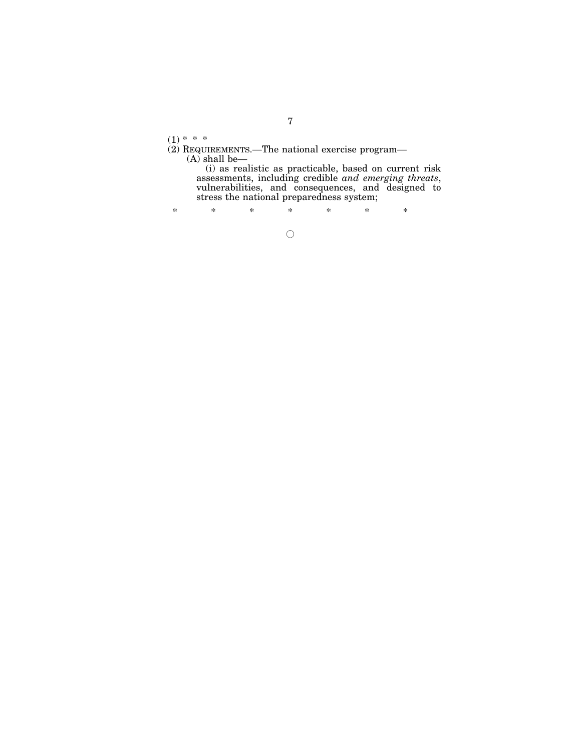(1) * * *

(2) REQUIREMENTS.—The national exercise program—

(A) shall be—

(i) as realistic as practicable, based on current risk assessments, including credible *and emerging threats*, vulnerabilities, and consequences, and designed to stress the national preparedness system;

\* \* \* \* \* \* \*